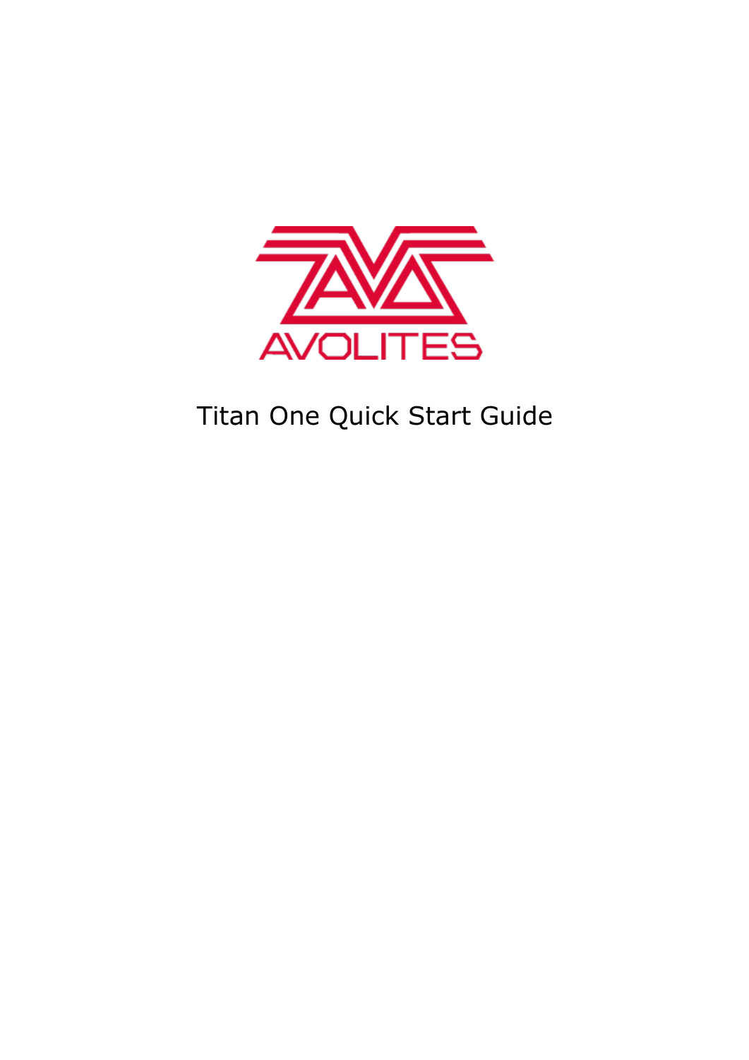AVOLITES

# Titan One Quick Start Guide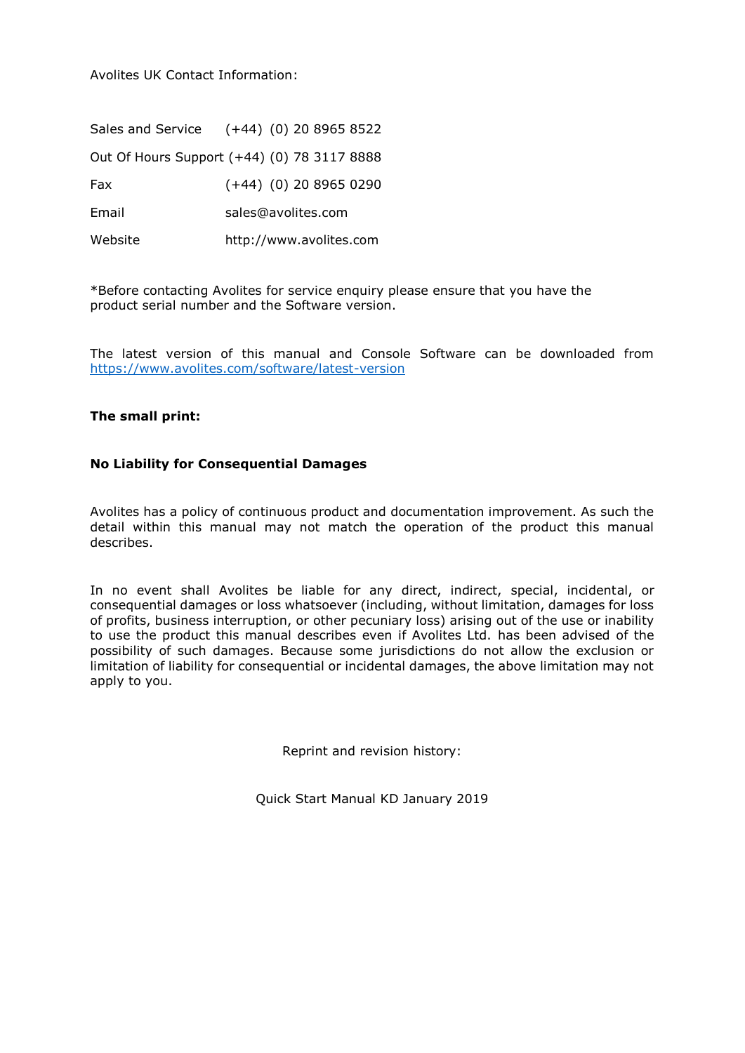Avolites UK Contact Information:

| | |
|---|---|
| Sales and Service | (+44) (0) 20 8965 8522 |
| Out Of Hours Support | (+44) (0) 78 3117 8888 |
| Fax | (+44) (0) 20 8965 0290 |
| Email | sales@avolites.com |
| Website | http://www.avolites.com |

*Before contacting Avolites for service enquiry please ensure that you have the product serial number and the Software version.

The latest version of this manual and Console Software can be downloaded from [https://www.avolites.com/software/latest-version](https://www.avolites.com/software/latest-version)

**The small print:**

**No Liability for Consequential Damages**

Avolites has a policy of continuous product and documentation improvement. As such the detail within this manual may not match the operation of the product this manual describes.

In no event shall Avolites be liable for any direct, indirect, special, incidental, or consequential damages or loss whatsoever (including, without limitation, damages for loss of profits, business interruption, or other pecuniary loss) arising out of the use or inability to use the product this manual describes even if Avolites Ltd. has been advised of the possibility of such damages. Because some jurisdictions do not allow the exclusion or limitation of liability for consequential or incidental damages, the above limitation may not apply to you.

Reprint and revision history:

Quick Start Manual KD January 2019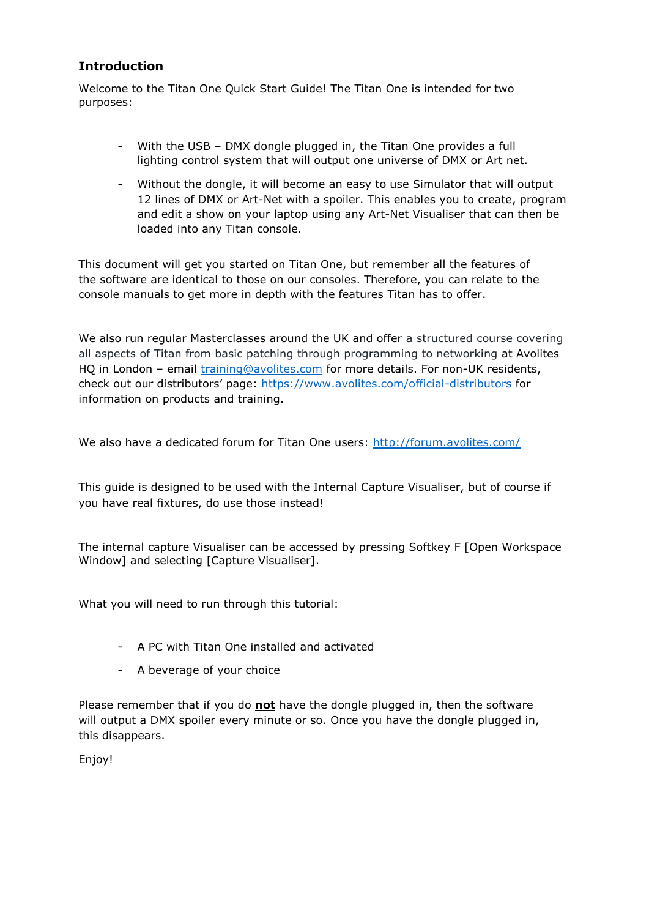## Introduction

Welcome to the Titan One Quick Start Guide! The Titan One is intended for two purposes:

- With the USB – DMX dongle plugged in, the Titan One provides a full lighting control system that will output one universe of DMX or Art net.
- Without the dongle, it will become an easy to use Simulator that will output 12 lines of DMX or Art-Net with a spoiler. This enables you to create, program and edit a show on your laptop using any Art-Net Visualiser that can then be loaded into any Titan console.

This document will get you started on Titan One, but remember all the features of the software are identical to those on our consoles. Therefore, you can relate to the console manuals to get more in depth with the features Titan has to offer.

We also run regular Masterclasses around the UK and offer a structured course covering all aspects of Titan from basic patching through programming to networking at Avolites HQ in London – email [training@avolites.com](mailto:training@avolites.com) for more details. For non-UK residents, check out our distributors' page: [https://www.avolites.com/official-distributors](https://www.avolites.com/official-distributors) for information on products and training.

We also have a dedicated forum for Titan One users: [http://forum.avolites.com/](http://forum.avolites.com/)

This guide is designed to be used with the Internal Capture Visualiser, but of course if you have real fixtures, do use those instead!

The internal capture Visualiser can be accessed by pressing Softkey F [Open Workspace Window] and selecting [Capture Visualiser].

What you will need to run through this tutorial:

- A PC with Titan One installed and activated
- A beverage of your choice

Please remember that if you do **not** have the dongle plugged in, then the software will output a DMX spoiler every minute or so. Once you have the dongle plugged in, this disappears.

Enjoy!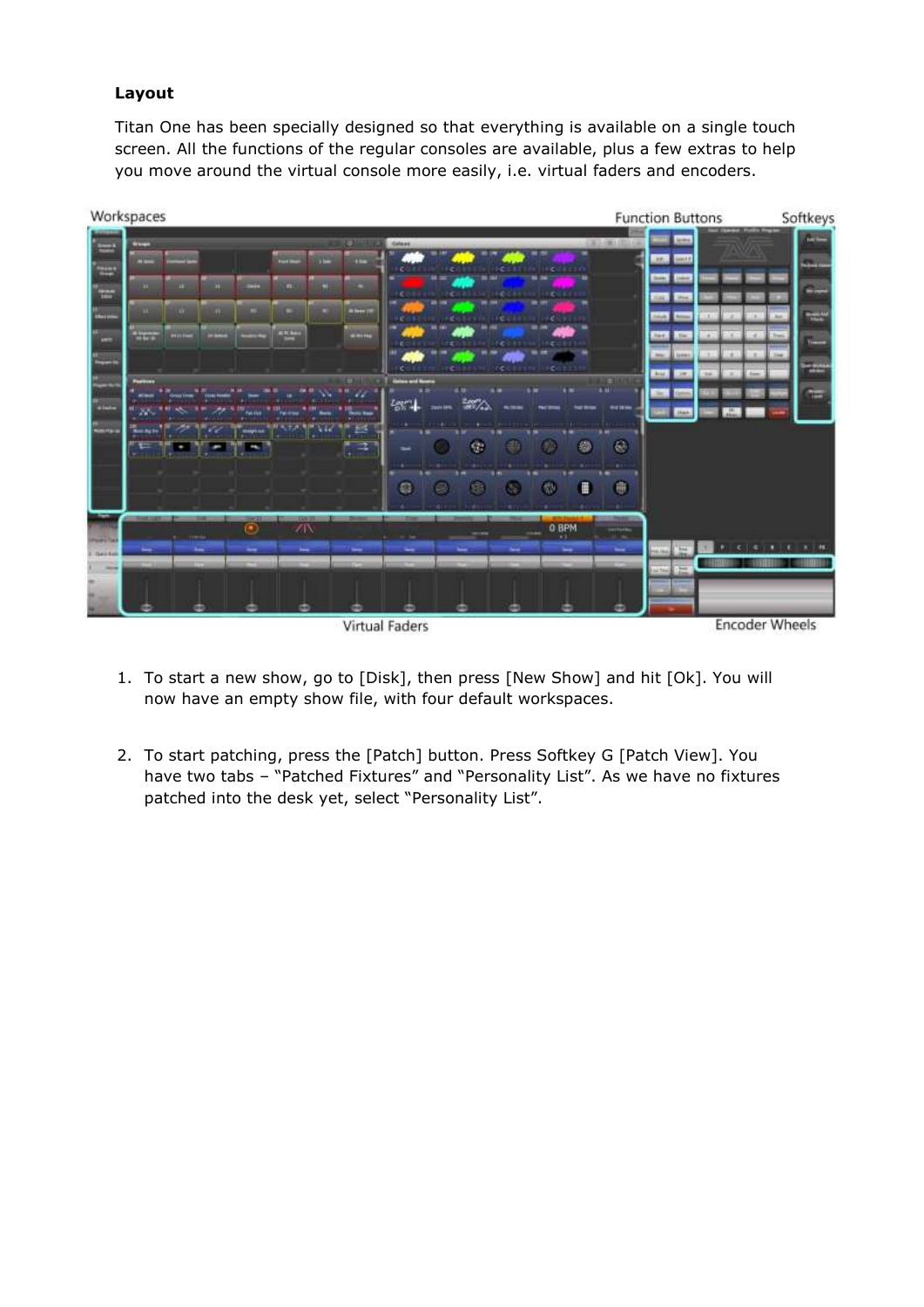**Layout**

Titan One has been specially designed so that everything is available on a single touch screen. All the functions of the regular consoles are available, plus a few extras to help you move around the virtual console more easily, i.e. virtual faders and encoders.

Workspaces | Function Buttons | Softkeys | Virtual Faders | Encoder Wheels

1. To start a new show, go to [Disk], then press [New Show] and hit [Ok]. You will now have an empty show file, with four default workspaces.

2. To start patching, press the [Patch] button. Press Softkey G [Patch View]. You have two tabs – "Patched Fixtures" and "Personality List". As we have no fixtures patched into the desk yet, select "Personality List".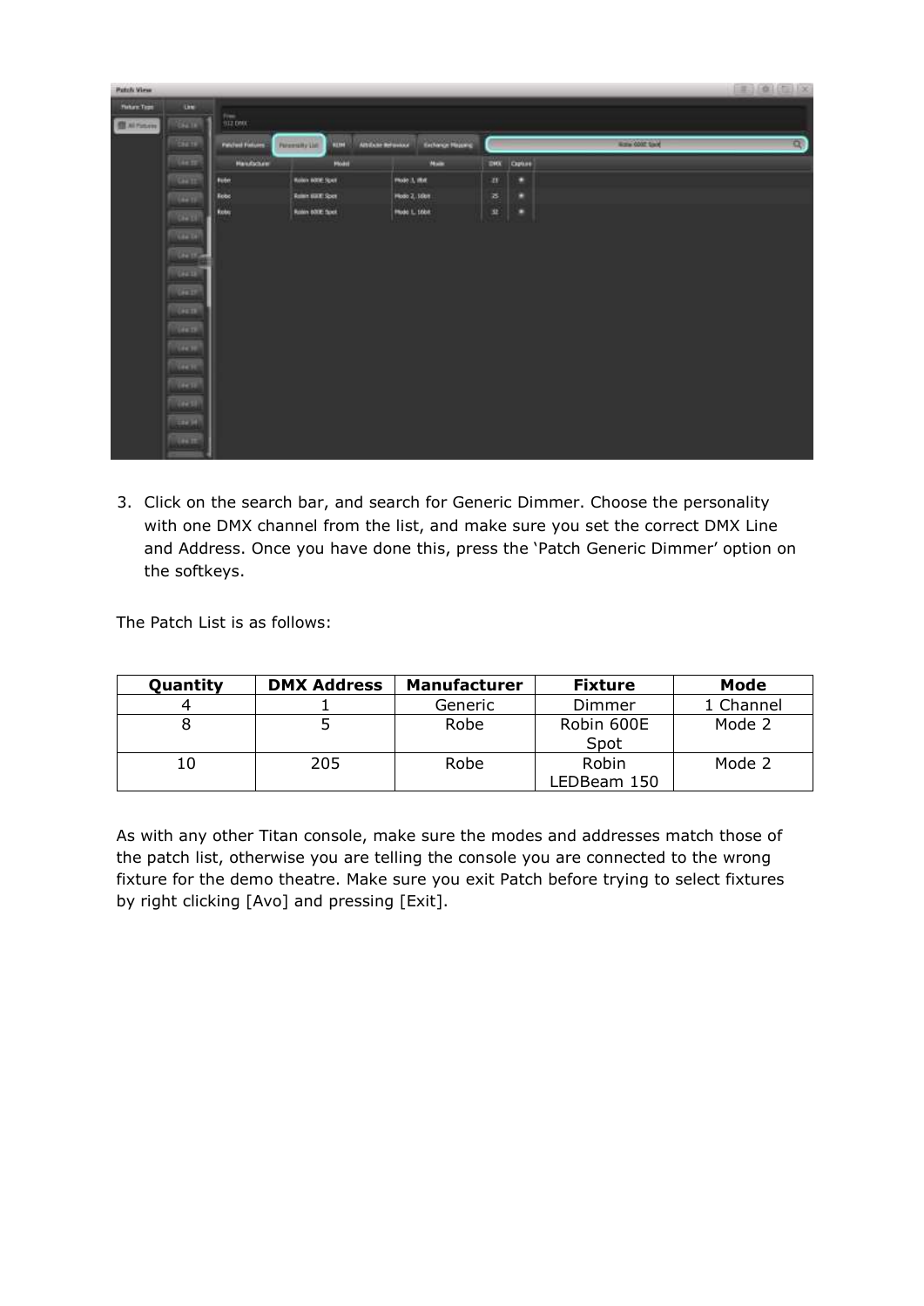3. Click on the search bar, and search for Generic Dimmer. Choose the personality with one DMX channel from the list, and make sure you set the correct DMX Line and Address. Once you have done this, press the 'Patch Generic Dimmer' option on the softkeys.

The Patch List is as follows:

| Quantity | DMX Address | Manufacturer | Fixture | Mode |
|---|---|---|---|---|
| 4 | 1 | Generic | Dimmer | 1 Channel |
| 8 | 5 | Robe | Robin 600E Spot | Mode 2 |
| 10 | 205 | Robe | Robin LEDBeam 150 | Mode 2 |

As with any other Titan console, make sure the modes and addresses match those of the patch list, otherwise you are telling the console you are connected to the wrong fixture for the demo theatre. Make sure you exit Patch before trying to select fixtures by right clicking [Avo] and pressing [Exit].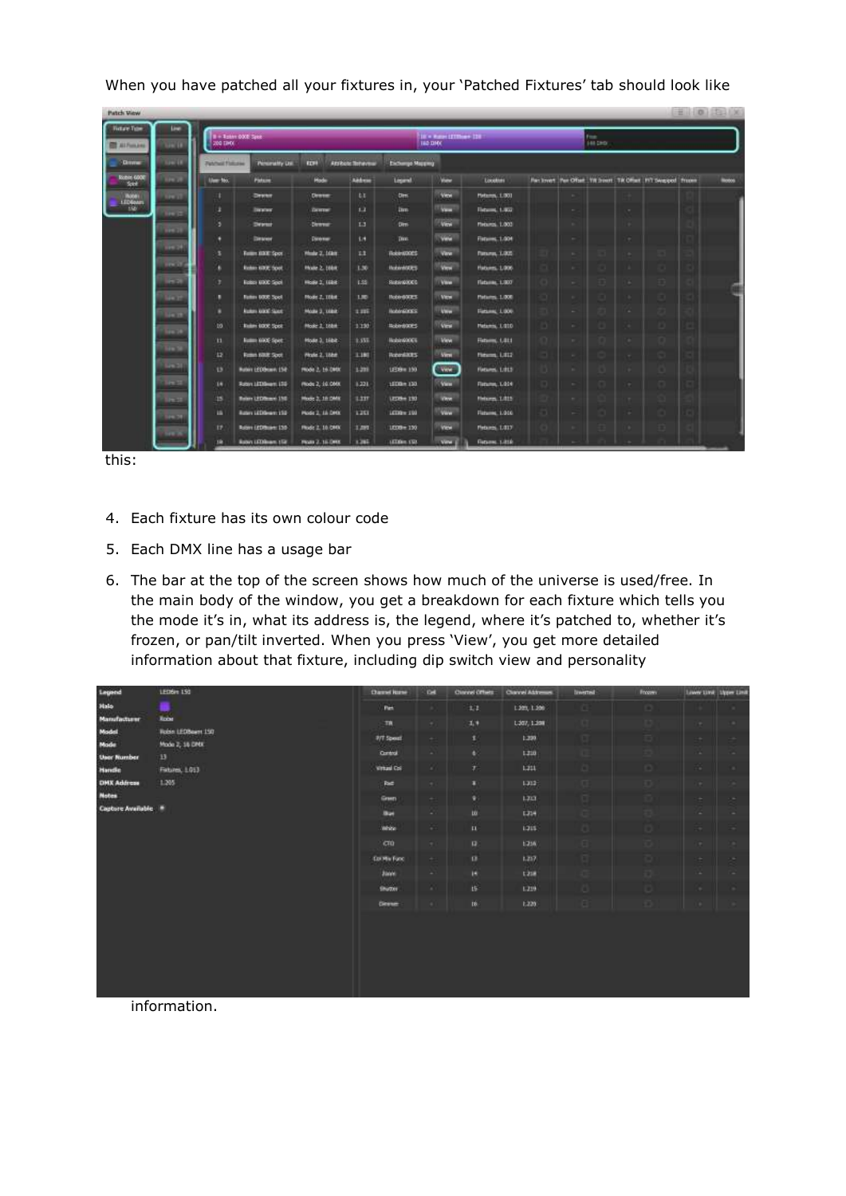When you have patched all your fixtures in, your 'Patched Fixtures' tab should look like this:

4. Each fixture has its own colour code
5. Each DMX line has a usage bar
6. The bar at the top of the screen shows how much of the universe is used/free. In the main body of the window, you get a breakdown for each fixture which tells you the mode it's in, what its address is, the legend, where it's patched to, whether it's frozen, or pan/tilt inverted. When you press 'View', you get more detailed information about that fixture, including dip switch view and personality information.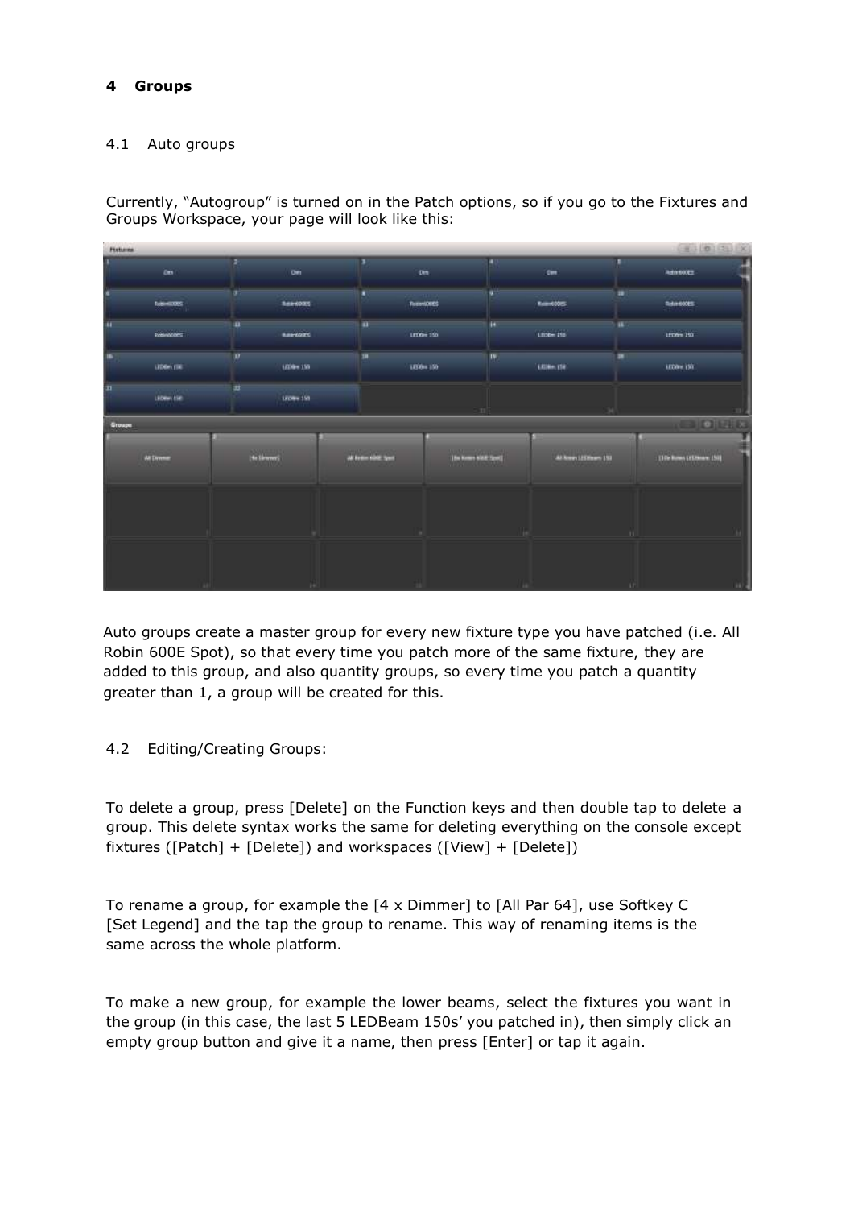# 4 Groups

## 4.1 Auto groups

Currently, "Autogroup" is turned on in the Patch options, so if you go to the Fixtures and Groups Workspace, your page will look like this:

Auto groups create a master group for every new fixture type you have patched (i.e. All Robin 600E Spot), so that every time you patch more of the same fixture, they are added to this group, and also quantity groups, so every time you patch a quantity greater than 1, a group will be created for this.

## 4.2 Editing/Creating Groups:

To delete a group, press [Delete] on the Function keys and then double tap to delete a group. This delete syntax works the same for deleting everything on the console except fixtures ([Patch] + [Delete]) and workspaces ([View] + [Delete])

To rename a group, for example the [4 x Dimmer] to [All Par 64], use Softkey C [Set Legend] and the tap the group to rename. This way of renaming items is the same across the whole platform.

To make a new group, for example the lower beams, select the fixtures you want in the group (in this case, the last 5 LEDBeam 150s' you patched in), then simply click an empty group button and give it a name, then press [Enter] or tap it again.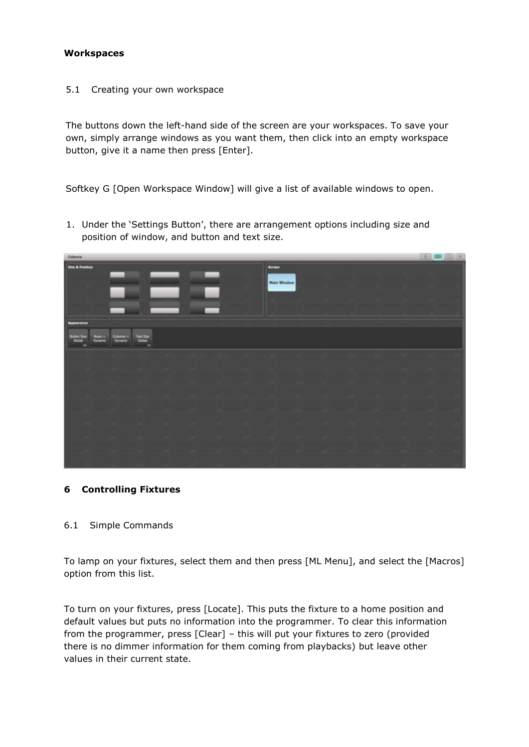**Workspaces**

5.1 Creating your own workspace

The buttons down the left-hand side of the screen are your workspaces. To save your own, simply arrange windows as you want them, then click into an empty workspace button, give it a name then press [Enter].

Softkey G [Open Workspace Window] will give a list of available windows to open.

1. Under the 'Settings Button', there are arrangement options including size and position of window, and button and text size.

## 6 Controlling Fixtures

6.1 Simple Commands

To lamp on your fixtures, select them and then press [ML Menu], and select the [Macros] option from this list.

To turn on your fixtures, press [Locate]. This puts the fixture to a home position and default values but puts no information into the programmer. To clear this information from the programmer, press [Clear] – this will put your fixtures to zero (provided there is no dimmer information for them coming from playbacks) but leave other values in their current state.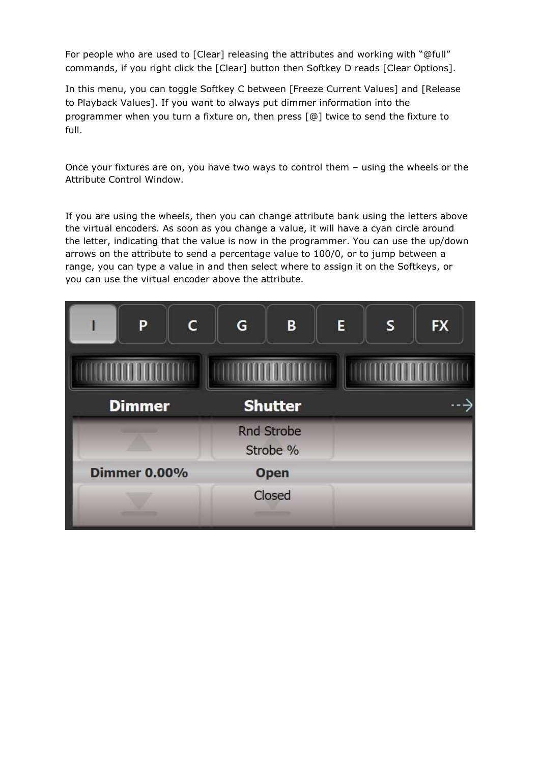For people who are used to [Clear] releasing the attributes and working with "@full" commands, if you right click the [Clear] button then Softkey D reads [Clear Options].

In this menu, you can toggle Softkey C between [Freeze Current Values] and [Release to Playback Values]. If you want to always put dimmer information into the programmer when you turn a fixture on, then press [@] twice to send the fixture to full.

Once your fixtures are on, you have two ways to control them – using the wheels or the Attribute Control Window.

If you are using the wheels, then you can change attribute bank using the letters above the virtual encoders. As soon as you change a value, it will have a cyan circle around the letter, indicating that the value is now in the programmer. You can use the up/down arrows on the attribute to send a percentage value to 100/0, or to jump between a range, you can type a value in and then select where to assign it on the Softkeys, or you can use the virtual encoder above the attribute.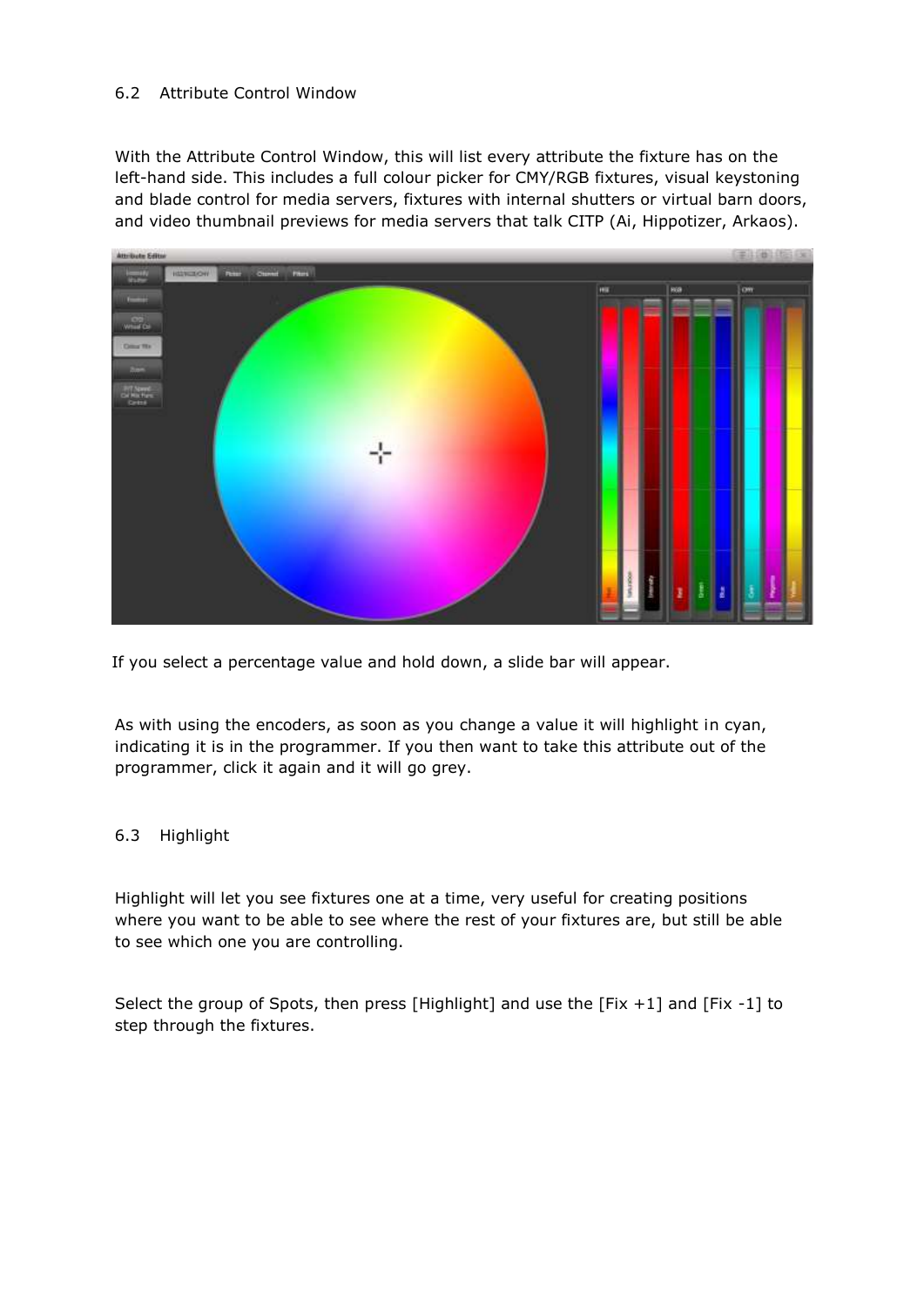## 6.2 Attribute Control Window

With the Attribute Control Window, this will list every attribute the fixture has on the left-hand side. This includes a full colour picker for CMY/RGB fixtures, visual keystoning and blade control for media servers, fixtures with internal shutters or virtual barn doors, and video thumbnail previews for media servers that talk CITP (Ai, Hippotizer, Arkaos).

If you select a percentage value and hold down, a slide bar will appear.

As with using the encoders, as soon as you change a value it will highlight in cyan, indicating it is in the programmer. If you then want to take this attribute out of the programmer, click it again and it will go grey.

## 6.3 Highlight

Highlight will let you see fixtures one at a time, very useful for creating positions where you want to be able to see where the rest of your fixtures are, but still be able to see which one you are controlling.

Select the group of Spots, then press [Highlight] and use the [Fix +1] and [Fix -1] to step through the fixtures.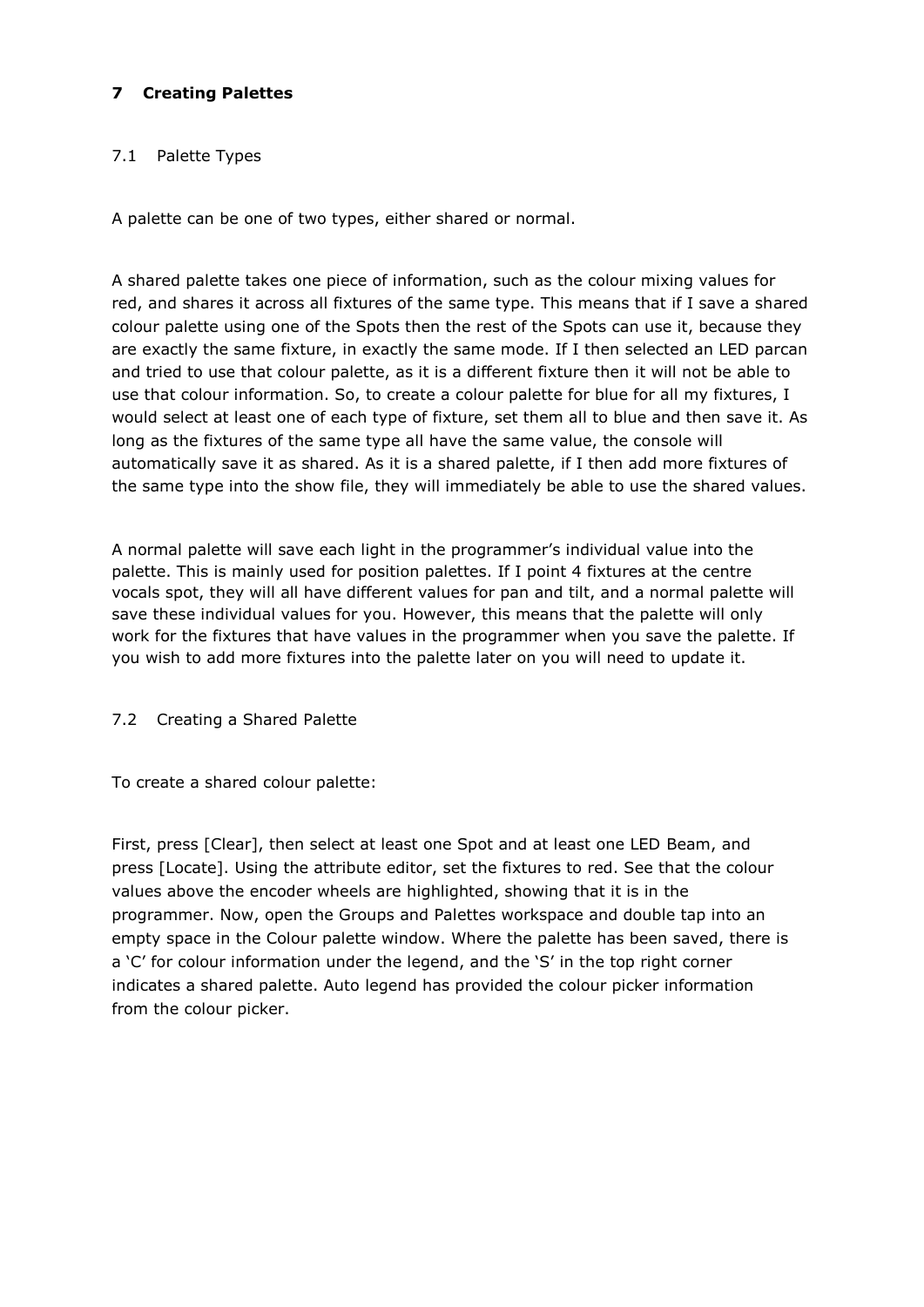# 7 Creating Palettes

## 7.1 Palette Types

A palette can be one of two types, either shared or normal.

A shared palette takes one piece of information, such as the colour mixing values for red, and shares it across all fixtures of the same type. This means that if I save a shared colour palette using one of the Spots then the rest of the Spots can use it, because they are exactly the same fixture, in exactly the same mode. If I then selected an LED parcan and tried to use that colour palette, as it is a different fixture then it will not be able to use that colour information. So, to create a colour palette for blue for all my fixtures, I would select at least one of each type of fixture, set them all to blue and then save it. As long as the fixtures of the same type all have the same value, the console will automatically save it as shared. As it is a shared palette, if I then add more fixtures of the same type into the show file, they will immediately be able to use the shared values.

A normal palette will save each light in the programmer's individual value into the palette. This is mainly used for position palettes. If I point 4 fixtures at the centre vocals spot, they will all have different values for pan and tilt, and a normal palette will save these individual values for you. However, this means that the palette will only work for the fixtures that have values in the programmer when you save the palette. If you wish to add more fixtures into the palette later on you will need to update it.

## 7.2 Creating a Shared Palette

To create a shared colour palette:

First, press [Clear], then select at least one Spot and at least one LED Beam, and press [Locate]. Using the attribute editor, set the fixtures to red. See that the colour values above the encoder wheels are highlighted, showing that it is in the programmer. Now, open the Groups and Palettes workspace and double tap into an empty space in the Colour palette window. Where the palette has been saved, there is a 'C' for colour information under the legend, and the 'S' in the top right corner indicates a shared palette. Auto legend has provided the colour picker information from the colour picker.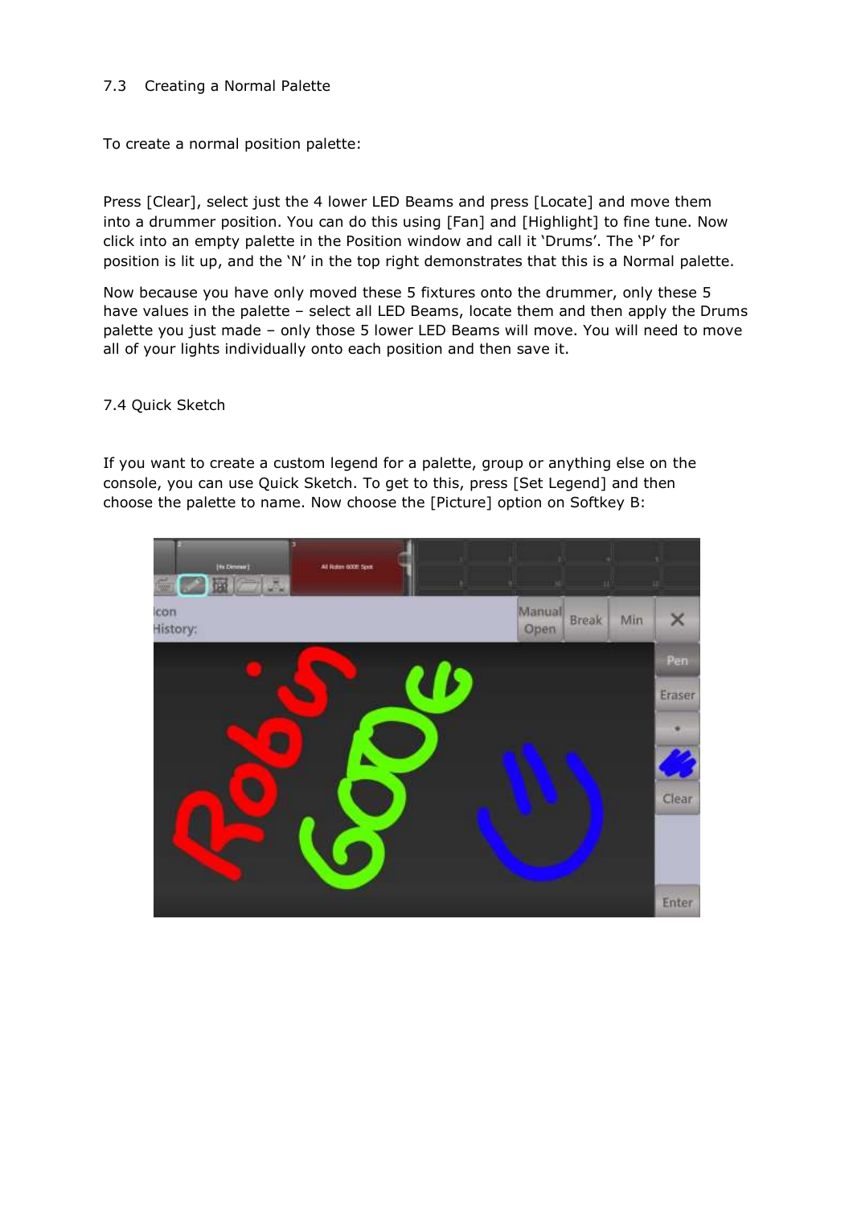## 7.3 Creating a Normal Palette

To create a normal position palette:

Press [Clear], select just the 4 lower LED Beams and press [Locate] and move them into a drummer position. You can do this using [Fan] and [Highlight] to fine tune. Now click into an empty palette in the Position window and call it 'Drums'. The 'P' for position is lit up, and the 'N' in the top right demonstrates that this is a Normal palette.

Now because you have only moved these 5 fixtures onto the drummer, only these 5 have values in the palette – select all LED Beams, locate them and then apply the Drums palette you just made – only those 5 lower LED Beams will move. You will need to move all of your lights individually onto each position and then save it.

## 7.4 Quick Sketch

If you want to create a custom legend for a palette, group or anything else on the console, you can use Quick Sketch. To get to this, press [Set Legend] and then choose the palette to name. Now choose the [Picture] option on Softkey B: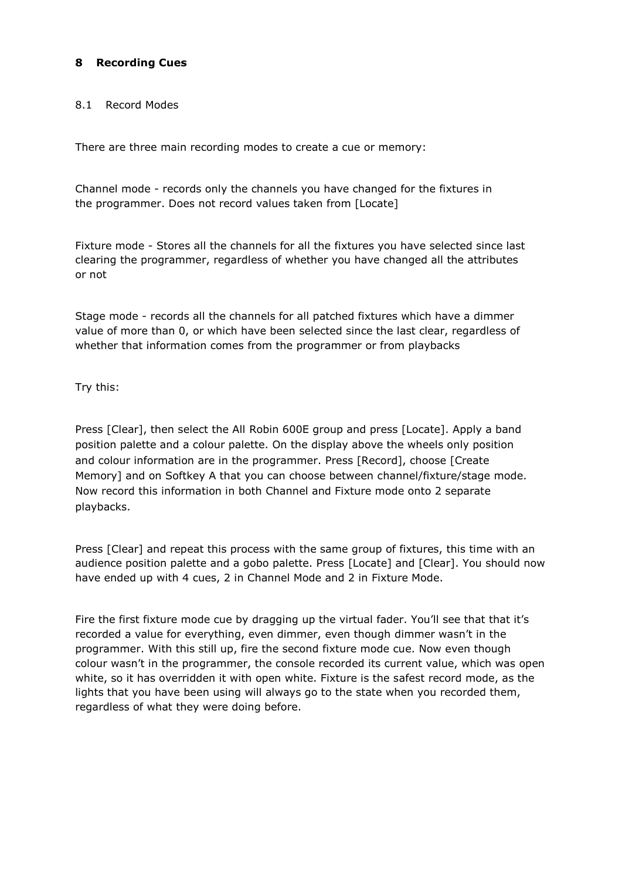## 8 Recording Cues

### 8.1 Record Modes

There are three main recording modes to create a cue or memory:

Channel mode - records only the channels you have changed for the fixtures in the programmer. Does not record values taken from [Locate]

Fixture mode - Stores all the channels for all the fixtures you have selected since last clearing the programmer, regardless of whether you have changed all the attributes or not

Stage mode - records all the channels for all patched fixtures which have a dimmer value of more than 0, or which have been selected since the last clear, regardless of whether that information comes from the programmer or from playbacks

Try this:

Press [Clear], then select the All Robin 600E group and press [Locate]. Apply a band position palette and a colour palette. On the display above the wheels only position and colour information are in the programmer. Press [Record], choose [Create Memory] and on Softkey A that you can choose between channel/fixture/stage mode. Now record this information in both Channel and Fixture mode onto 2 separate playbacks.

Press [Clear] and repeat this process with the same group of fixtures, this time with an audience position palette and a gobo palette. Press [Locate] and [Clear]. You should now have ended up with 4 cues, 2 in Channel Mode and 2 in Fixture Mode.

Fire the first fixture mode cue by dragging up the virtual fader. You'll see that that it's recorded a value for everything, even dimmer, even though dimmer wasn't in the programmer. With this still up, fire the second fixture mode cue. Now even though colour wasn't in the programmer, the console recorded its current value, which was open white, so it has overridden it with open white. Fixture is the safest record mode, as the lights that you have been using will always go to the state when you recorded them, regardless of what they were doing before.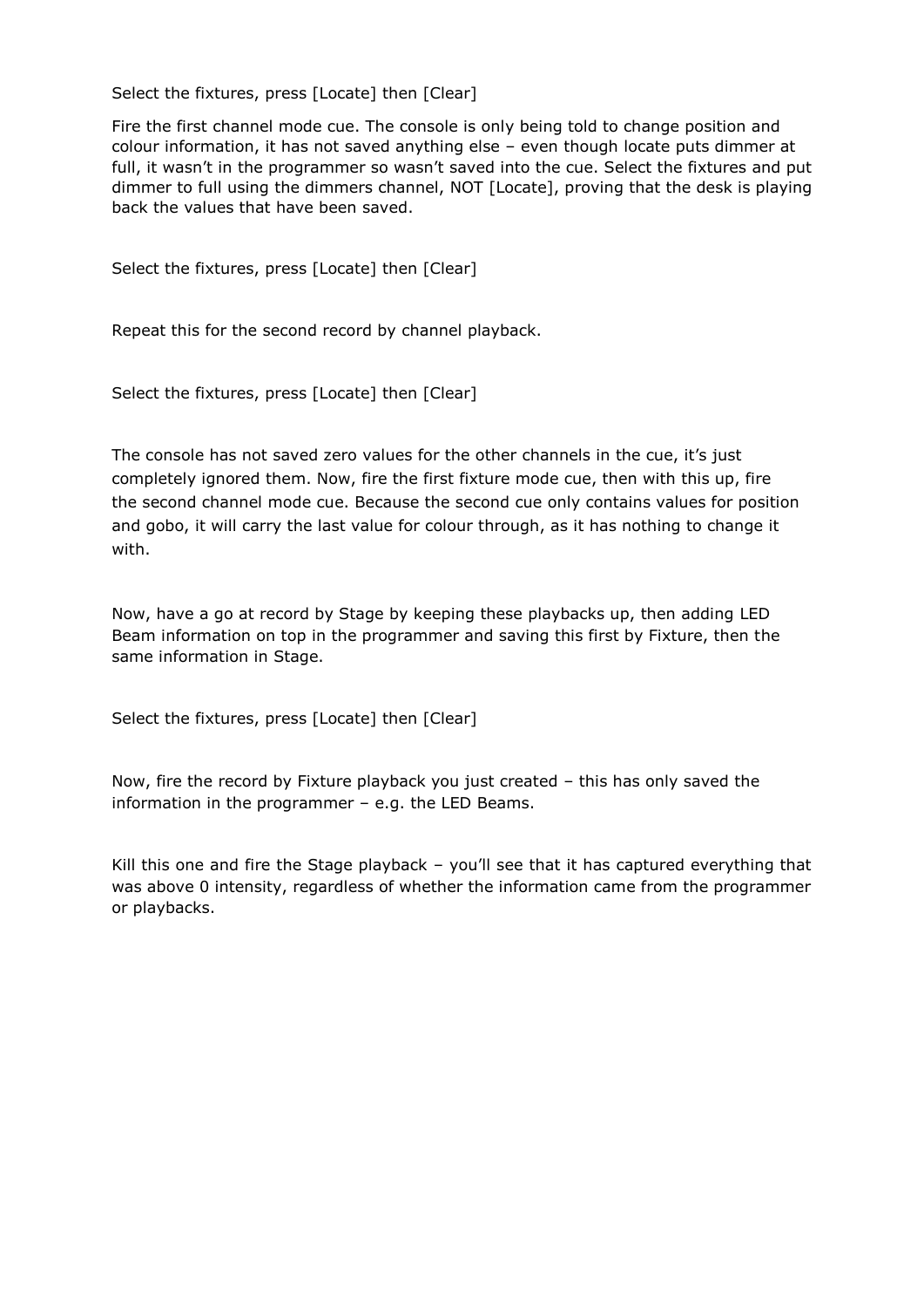Select the fixtures, press [Locate] then [Clear]

Fire the first channel mode cue. The console is only being told to change position and colour information, it has not saved anything else – even though locate puts dimmer at full, it wasn't in the programmer so wasn't saved into the cue. Select the fixtures and put dimmer to full using the dimmers channel, NOT [Locate], proving that the desk is playing back the values that have been saved.

Select the fixtures, press [Locate] then [Clear]

Repeat this for the second record by channel playback.

Select the fixtures, press [Locate] then [Clear]

The console has not saved zero values for the other channels in the cue, it's just completely ignored them. Now, fire the first fixture mode cue, then with this up, fire the second channel mode cue. Because the second cue only contains values for position and gobo, it will carry the last value for colour through, as it has nothing to change it with.

Now, have a go at record by Stage by keeping these playbacks up, then adding LED Beam information on top in the programmer and saving this first by Fixture, then the same information in Stage.

Select the fixtures, press [Locate] then [Clear]

Now, fire the record by Fixture playback you just created – this has only saved the information in the programmer – e.g. the LED Beams.

Kill this one and fire the Stage playback – you'll see that it has captured everything that was above 0 intensity, regardless of whether the information came from the programmer or playbacks.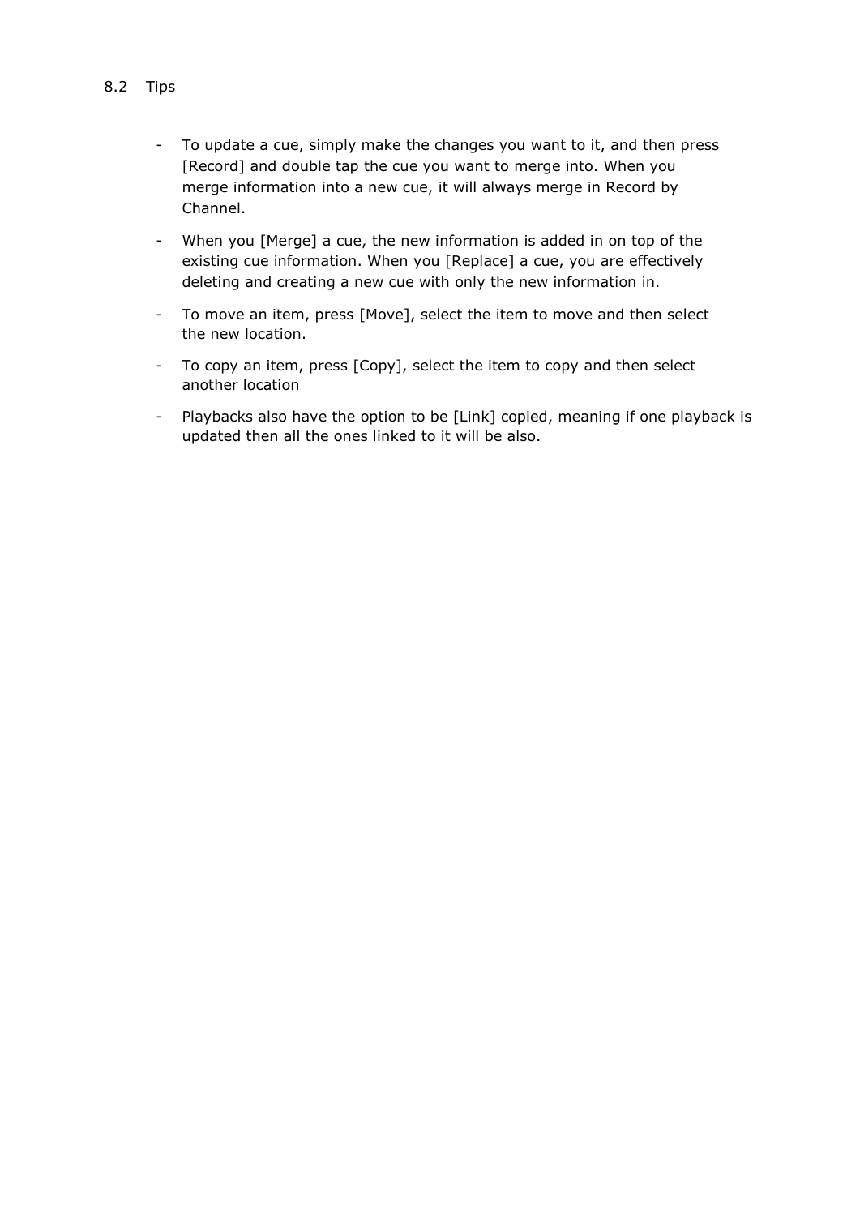## 8.2 Tips

- To update a cue, simply make the changes you want to it, and then press [Record] and double tap the cue you want to merge into. When you merge information into a new cue, it will always merge in Record by Channel.
- When you [Merge] a cue, the new information is added in on top of the existing cue information. When you [Replace] a cue, you are effectively deleting and creating a new cue with only the new information in.
- To move an item, press [Move], select the item to move and then select the new location.
- To copy an item, press [Copy], select the item to copy and then select another location
- Playbacks also have the option to be [Link] copied, meaning if one playback is updated then all the ones linked to it will be also.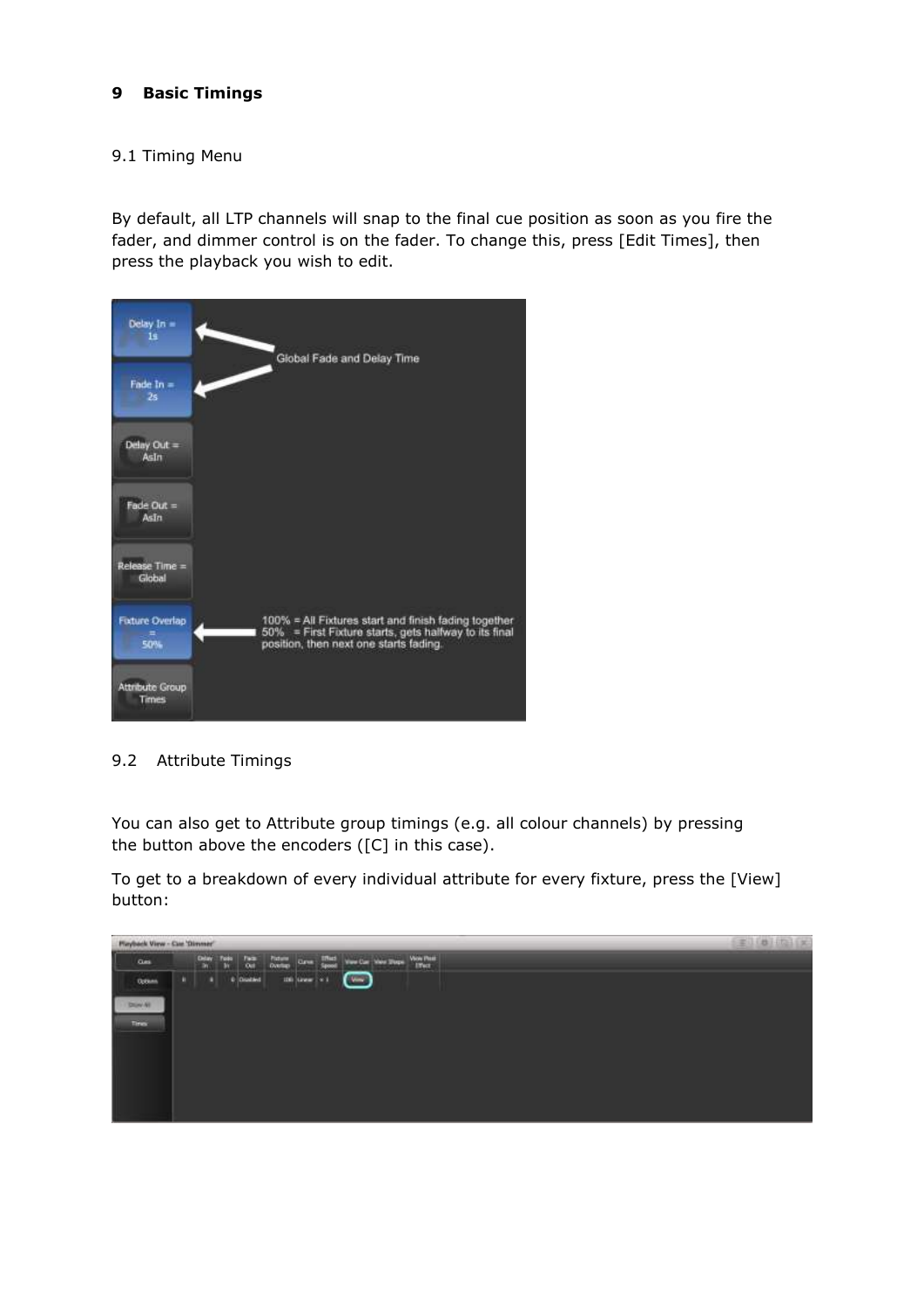# 9 Basic Timings

## 9.1 Timing Menu

By default, all LTP channels will snap to the final cue position as soon as you fire the fader, and dimmer control is on the fader. To change this, press [Edit Times], then press the playback you wish to edit.

## 9.2 Attribute Timings

You can also get to Attribute group timings (e.g. all colour channels) by pressing the button above the encoders ([C] in this case).

To get to a breakdown of every individual attribute for every fixture, press the [View] button: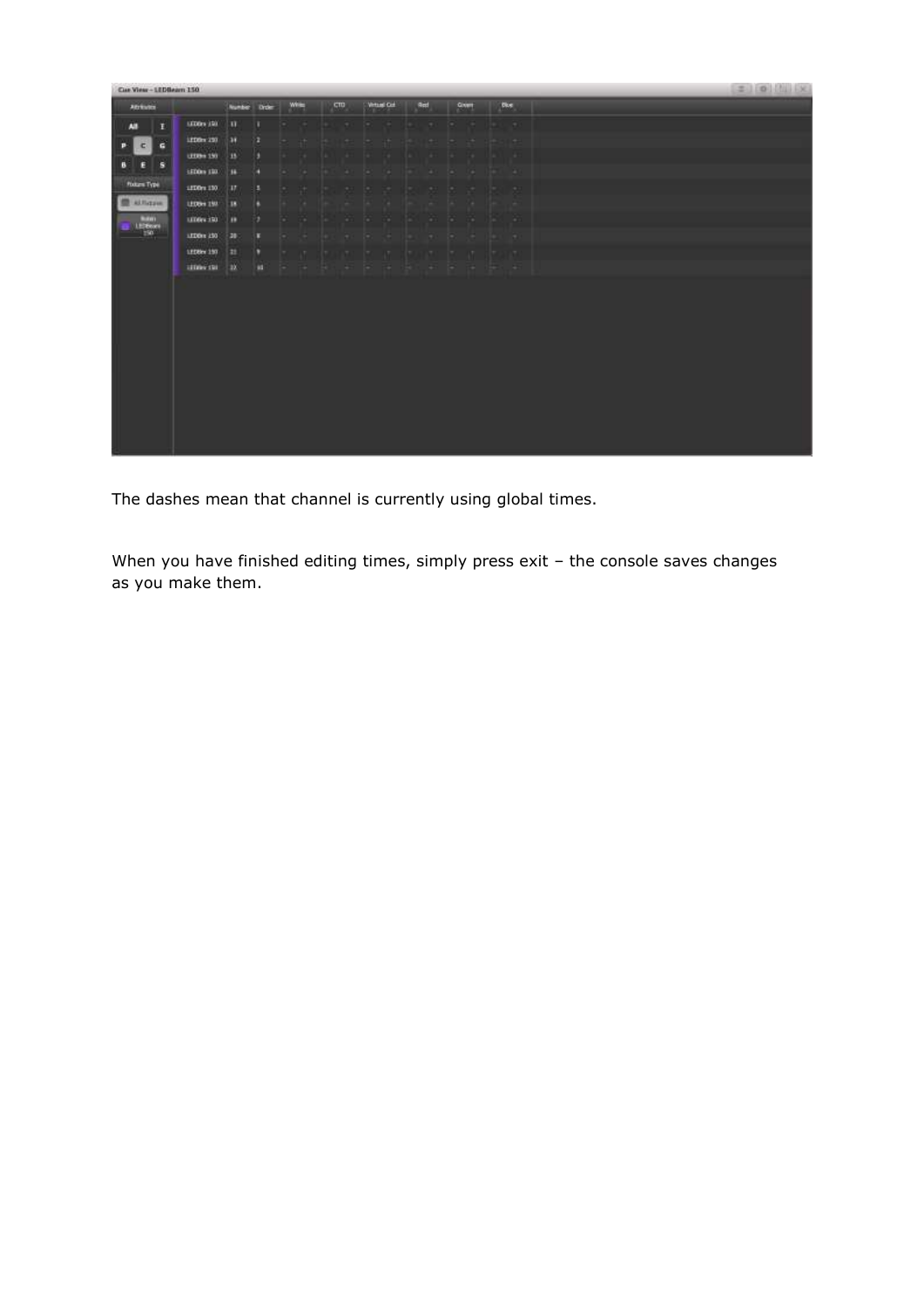The dashes mean that channel is currently using global times.

When you have finished editing times, simply press exit – the console saves changes as you make them.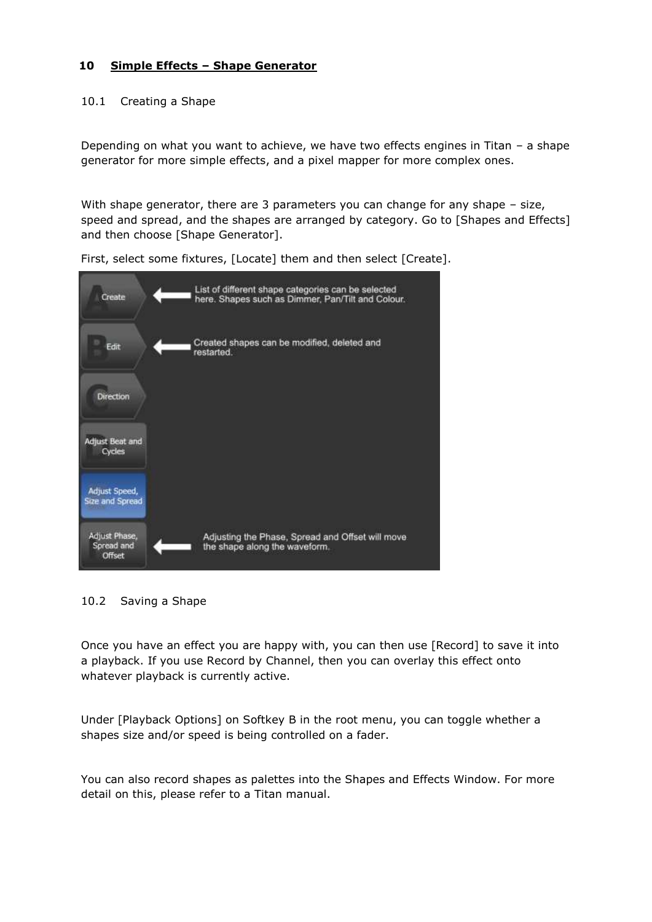## 10 Simple Effects – Shape Generator

### 10.1 Creating a Shape

Depending on what you want to achieve, we have two effects engines in Titan – a shape generator for more simple effects, and a pixel mapper for more complex ones.

With shape generator, there are 3 parameters you can change for any shape – size, speed and spread, and the shapes are arranged by category. Go to [Shapes and Effects] and then choose [Shape Generator].

First, select some fixtures, [Locate] them and then select [Create].

### 10.2 Saving a Shape

Once you have an effect you are happy with, you can then use [Record] to save it into a playback. If you use Record by Channel, then you can overlay this effect onto whatever playback is currently active.

Under [Playback Options] on Softkey B in the root menu, you can toggle whether a shapes size and/or speed is being controlled on a fader.

You can also record shapes as palettes into the Shapes and Effects Window. For more detail on this, please refer to a Titan manual.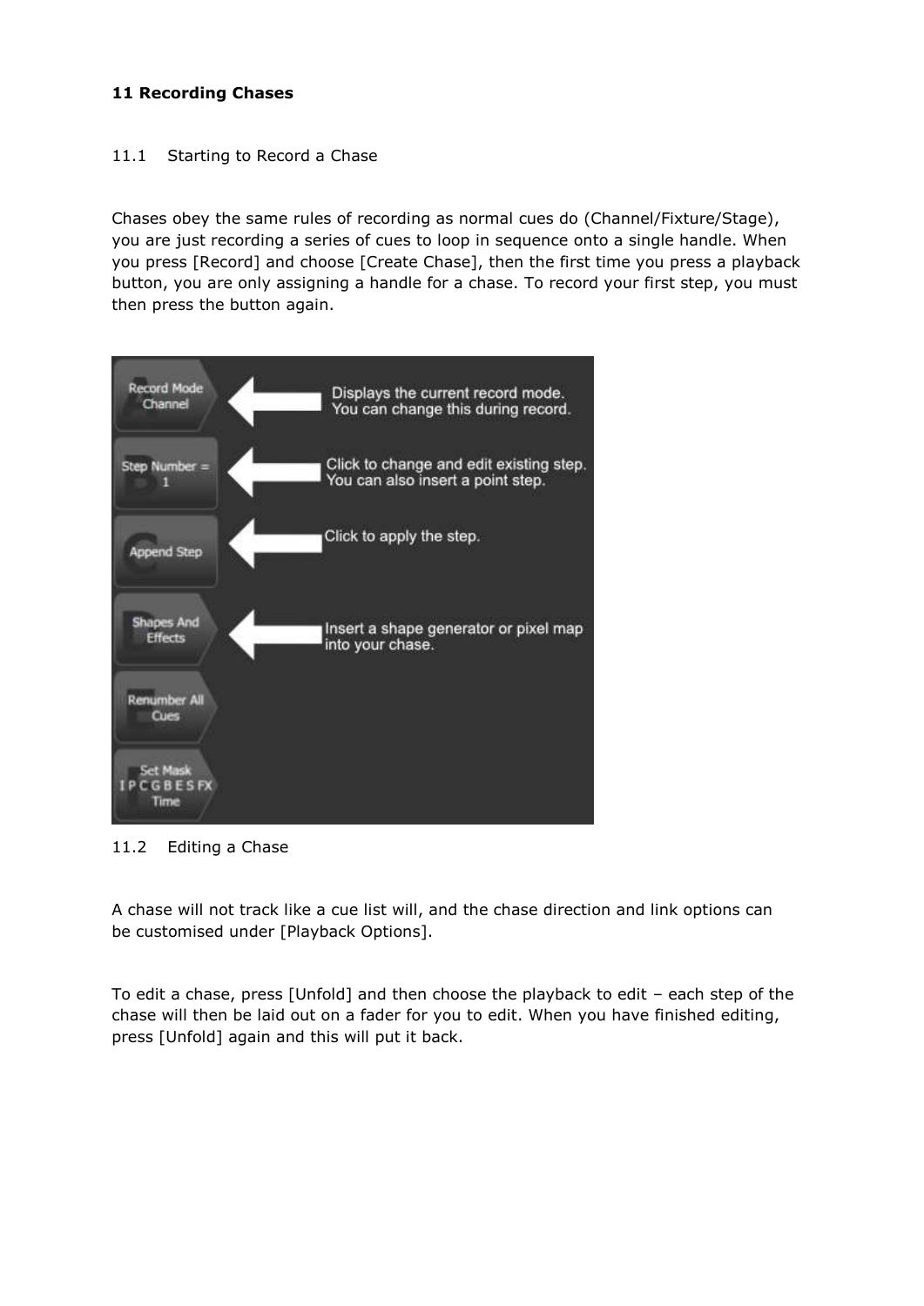# 11 Recording Chases

## 11.1 Starting to Record a Chase

Chases obey the same rules of recording as normal cues do (Channel/Fixture/Stage), you are just recording a series of cues to loop in sequence onto a single handle. When you press [Record] and choose [Create Chase], then the first time you press a playback button, you are only assigning a handle for a chase. To record your first step, you must then press the button again.

Record Mode Channel — Displays the current record mode. You can change this during record.

Step Number = 1 — Click to change and edit existing step. You can also insert a point step.

Append Step — Click to apply the step.

Shapes And Effects — Insert a shape generator or pixel map into your chase.

Renumber All Cues

Set Mask IPCGBESFX Time

## 11.2 Editing a Chase

A chase will not track like a cue list will, and the chase direction and link options can be customised under [Playback Options].

To edit a chase, press [Unfold] and then choose the playback to edit – each step of the chase will then be laid out on a fader for you to edit. When you have finished editing, press [Unfold] again and this will put it back.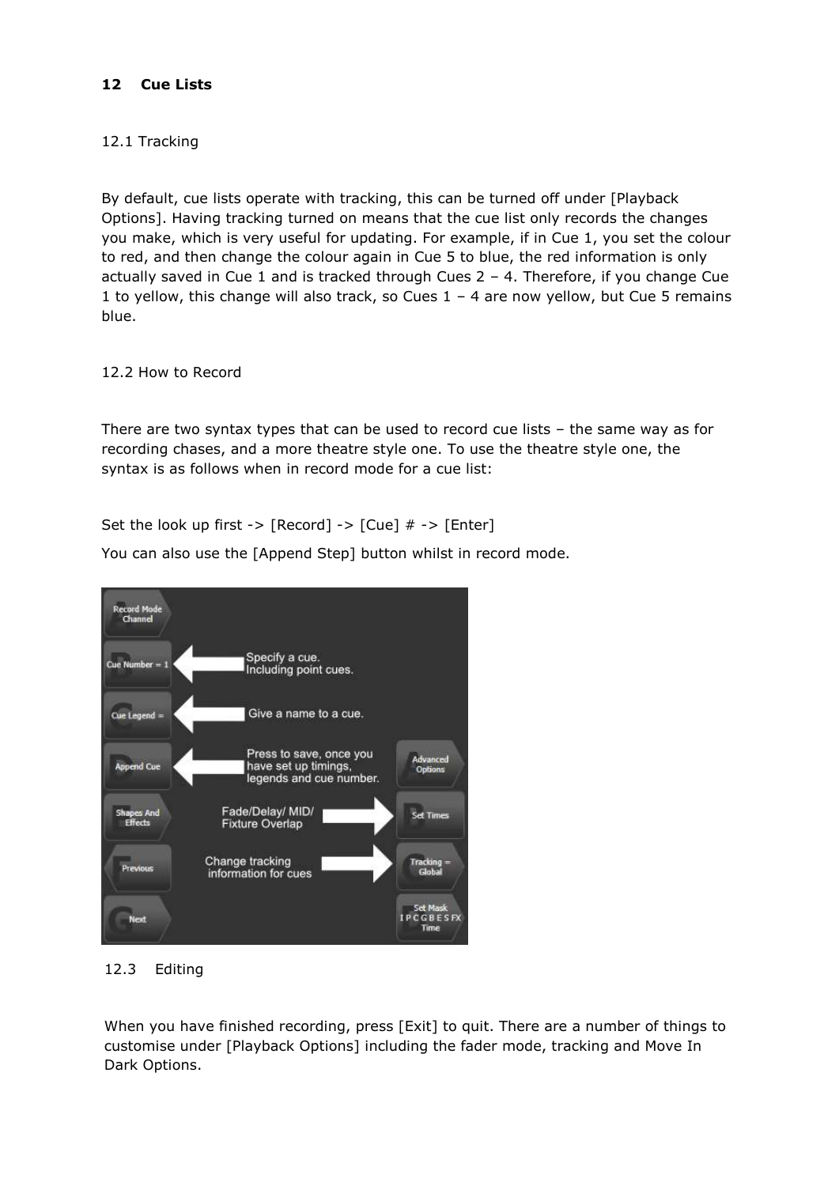## 12 Cue Lists

### 12.1 Tracking

By default, cue lists operate with tracking, this can be turned off under [Playback Options]. Having tracking turned on means that the cue list only records the changes you make, which is very useful for updating. For example, if in Cue 1, you set the colour to red, and then change the colour again in Cue 5 to blue, the red information is only actually saved in Cue 1 and is tracked through Cues 2 – 4. Therefore, if you change Cue 1 to yellow, this change will also track, so Cues 1 – 4 are now yellow, but Cue 5 remains blue.

### 12.2 How to Record

There are two syntax types that can be used to record cue lists – the same way as for recording chases, and a more theatre style one. To use the theatre style one, the syntax is as follows when in record mode for a cue list:

Set the look up first -> [Record] -> [Cue] # -> [Enter]

You can also use the [Append Step] button whilst in record mode.

### 12.3 Editing

When you have finished recording, press [Exit] to quit. There are a number of things to customise under [Playback Options] including the fader mode, tracking and Move In Dark Options.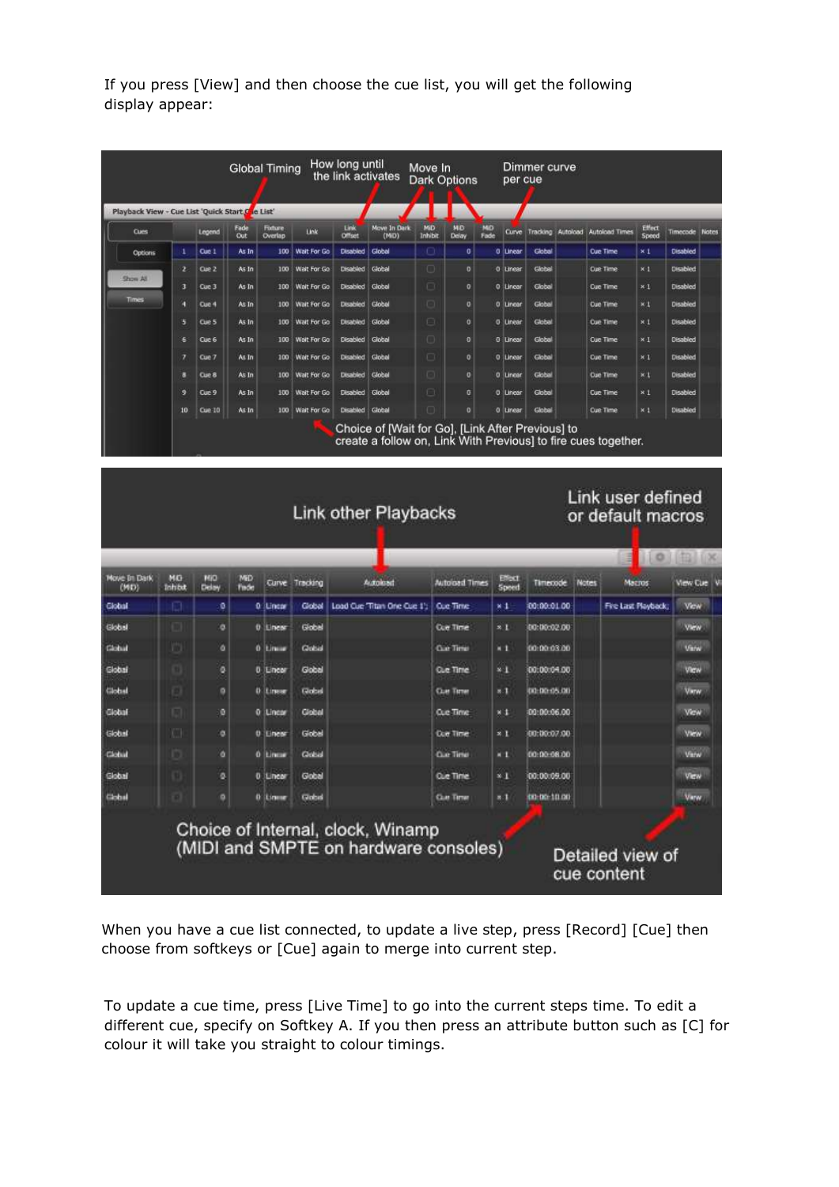If you press [View] and then choose the cue list, you will get the following display appear:

When you have a cue list connected, to update a live step, press [Record] [Cue] then choose from softkeys or [Cue] again to merge into current step.

To update a cue time, press [Live Time] to go into the current steps time. To edit a different cue, specify on Softkey A. If you then press an attribute button such as [C] for colour it will take you straight to colour timings.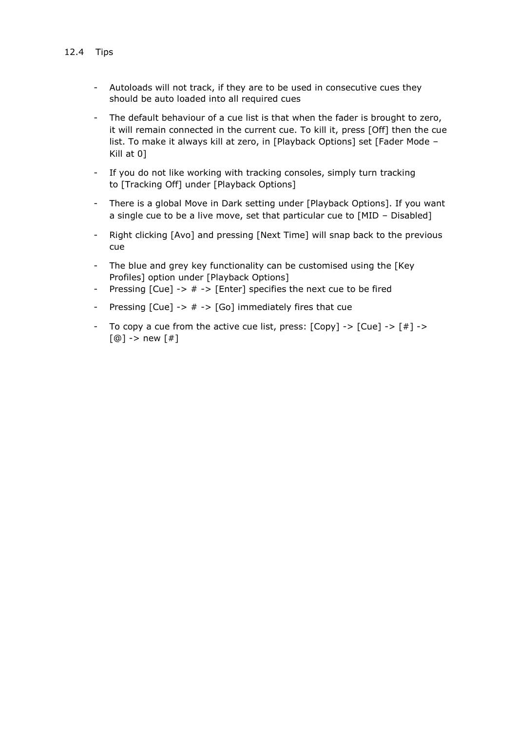## 12.4 Tips

- Autoloads will not track, if they are to be used in consecutive cues they should be auto loaded into all required cues
- The default behaviour of a cue list is that when the fader is brought to zero, it will remain connected in the current cue. To kill it, press [Off] then the cue list. To make it always kill at zero, in [Playback Options] set [Fader Mode – Kill at 0]
- If you do not like working with tracking consoles, simply turn tracking to [Tracking Off] under [Playback Options]
- There is a global Move in Dark setting under [Playback Options]. If you want a single cue to be a live move, set that particular cue to [MID – Disabled]
- Right clicking [Avo] and pressing [Next Time] will snap back to the previous cue
- The blue and grey key functionality can be customised using the [Key Profiles] option under [Playback Options]
- Pressing [Cue] -> # -> [Enter] specifies the next cue to be fired
- Pressing [Cue] -> # -> [Go] immediately fires that cue
- To copy a cue from the active cue list, press: [Copy] -> [Cue] -> [#] -> [@] -> new [#]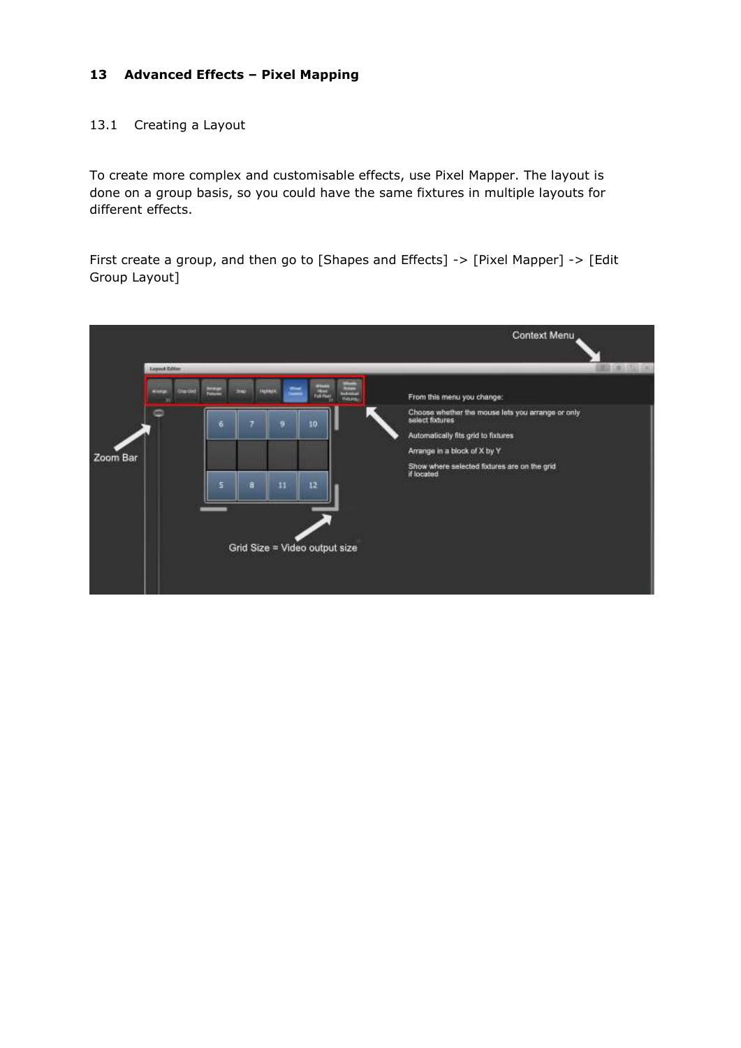## 13 Advanced Effects – Pixel Mapping

### 13.1 Creating a Layout

To create more complex and customisable effects, use Pixel Mapper. The layout is done on a group basis, so you could have the same fixtures in multiple layouts for different effects.

First create a group, and then go to [Shapes and Effects] -> [Pixel Mapper] -> [Edit Group Layout]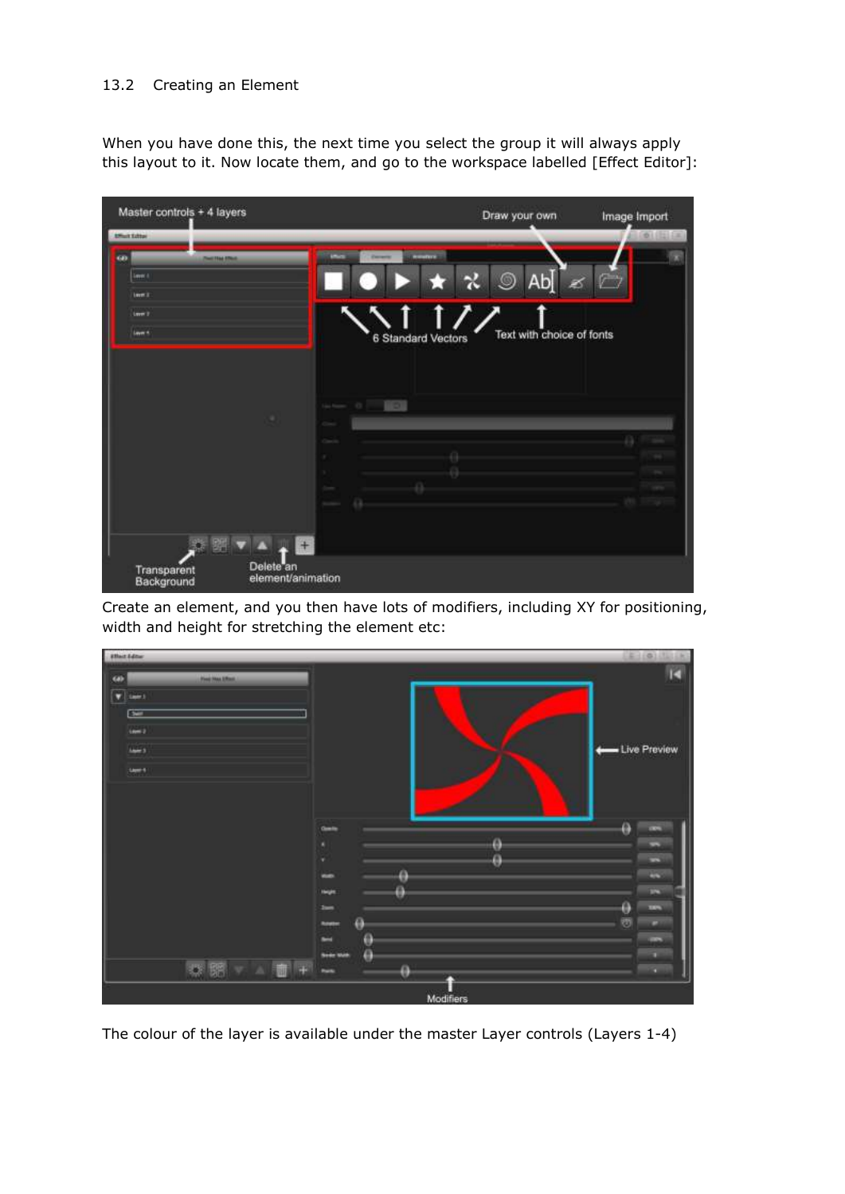## 13.2 Creating an Element

When you have done this, the next time you select the group it will always apply this layout to it. Now locate them, and go to the workspace labelled [Effect Editor]:

Create an element, and you then have lots of modifiers, including XY for positioning, width and height for stretching the element etc:

The colour of the layer is available under the master Layer controls (Layers 1-4)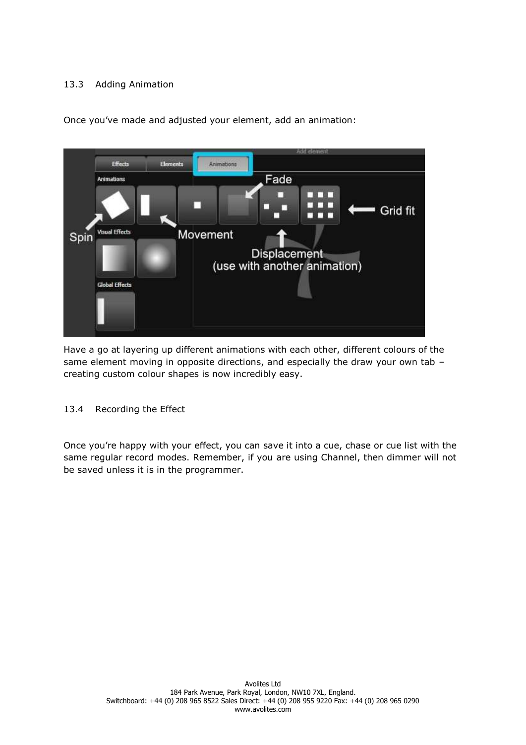## 13.3 Adding Animation

Once you've made and adjusted your element, add an animation:

Have a go at layering up different animations with each other, different colours of the same element moving in opposite directions, and especially the draw your own tab – creating custom colour shapes is now incredibly easy.

## 13.4 Recording the Effect

Once you're happy with your effect, you can save it into a cue, chase or cue list with the same regular record modes. Remember, if you are using Channel, then dimmer will not be saved unless it is in the programmer.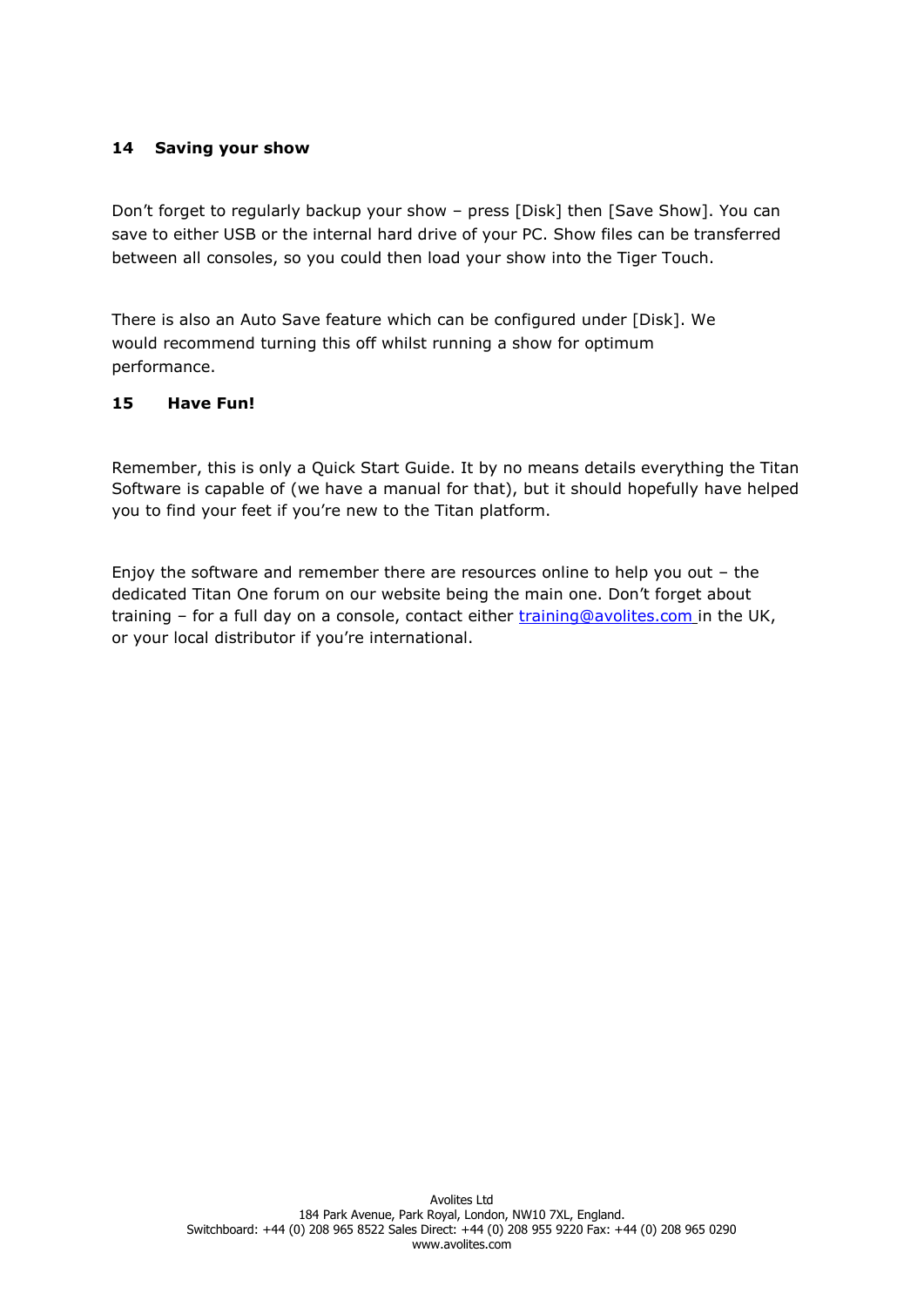## 14 Saving your show

Don’t forget to regularly backup your show – press [Disk] then [Save Show]. You can save to either USB or the internal hard drive of your PC. Show files can be transferred between all consoles, so you could then load your show into the Tiger Touch.

There is also an Auto Save feature which can be configured under [Disk]. We would recommend turning this off whilst running a show for optimum performance.

## 15 Have Fun!

Remember, this is only a Quick Start Guide. It by no means details everything the Titan Software is capable of (we have a manual for that), but it should hopefully have helped you to find your feet if you’re new to the Titan platform.

Enjoy the software and remember there are resources online to help you out – the dedicated Titan One forum on our website being the main one. Don’t forget about training – for a full day on a console, contact either training@avolites.com in the UK, or your local distributor if you’re international.